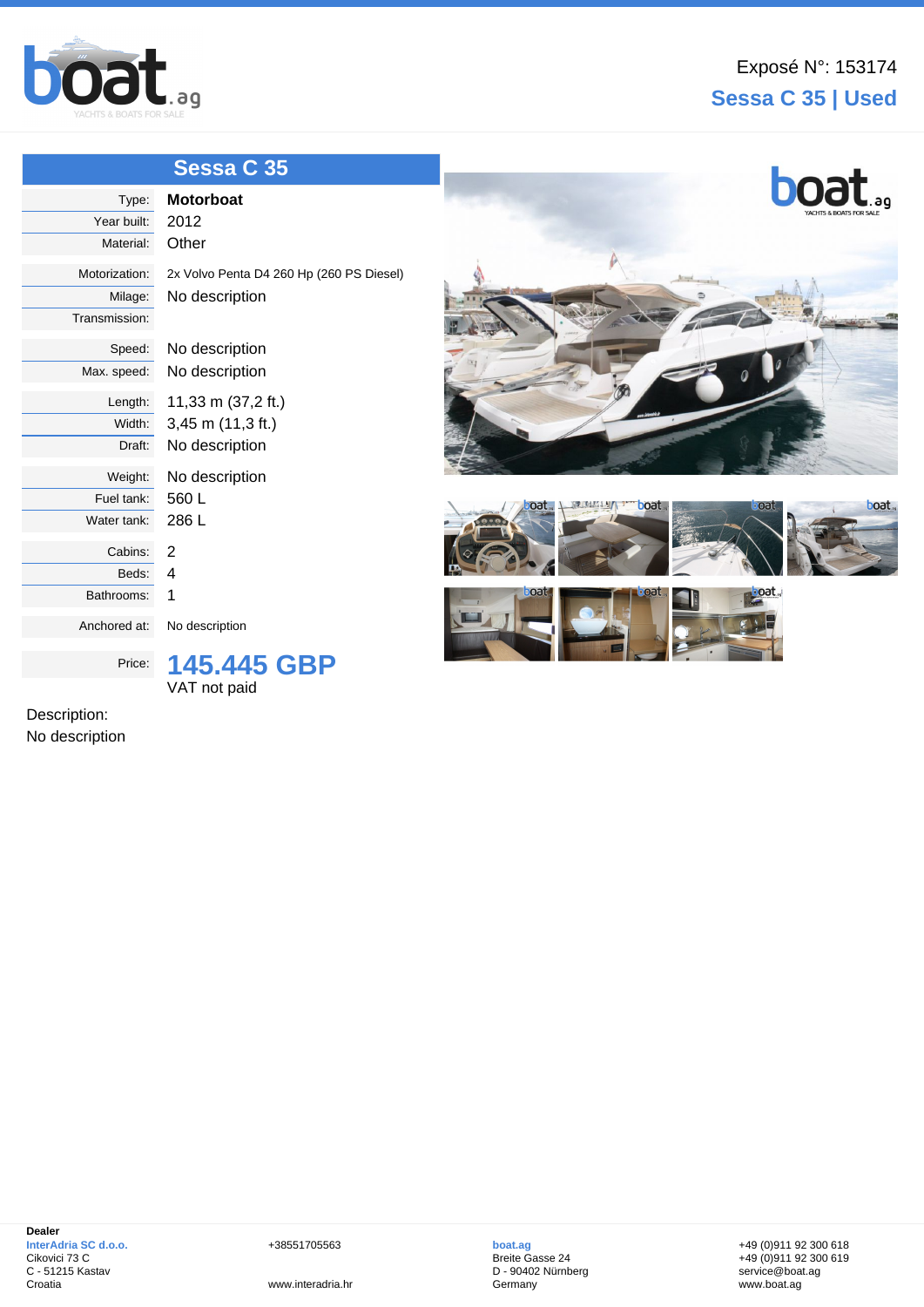Exposé N°: 153174

**Sessa C 35 | Used**

## Sessa C 35

| | |
|---|---|
| Type: | **Motorboat** |
| Year built: | 2012 |
| Material: | Other |
| Motorization: | 2x Volvo Penta D4 260 Hp (260 PS Diesel) |
| Milage: | No description |
| Transmission: | |
| Speed: | No description |
| Max. speed: | No description |
| Length: | 11,33 m (37,2 ft.) |
| Width: | 3,45 m (11,3 ft.) |
| Draft: | No description |
| Weight: | No description |
| Fuel tank: | 560 L |
| Water tank: | 286 L |
| Cabins: | 2 |
| Beds: | 4 |
| Bathrooms: | 1 |
| Anchored at: | No description |
| Price: | **145.445 GBP** VAT not paid |

Description:
No description

**Dealer**
**InterAdria SC d.o.o.**
Cikovici 73 C
C - 51215 Kastav
Croatia

+38551705563

www.interadria.hr

**boat.ag**
Breite Gasse 24
D - 90402 Nürnberg
Germany

+49 (0)911 92 300 618
+49 (0)911 92 300 619
service@boat.ag
www.boat.ag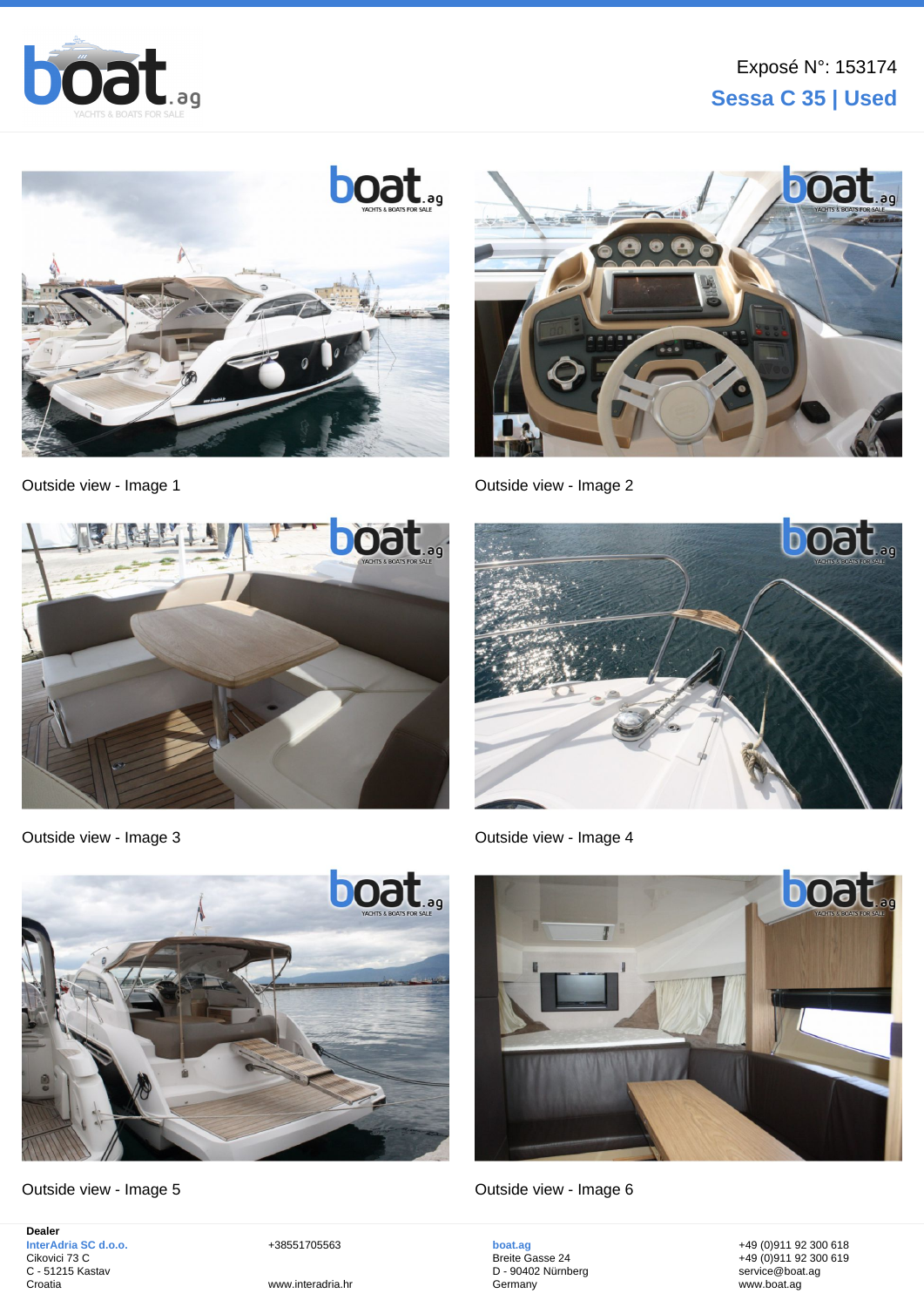Exposé N°: 153174

## Sessa C 35 | Used

Outside view - Image 1

Outside view - Image 2

Outside view - Image 3

Outside view - Image 4

Outside view - Image 5

Outside view - Image 6

**Dealer**
InterAdria SC d.o.o.
Cikovici 73 C
C - 51215 Kastav
Croatia

+38551705563

www.interadria.hr

boat.ag
Breite Gasse 24
D - 90402 Nürnberg
Germany

+49 (0)911 92 300 618
+49 (0)911 92 300 619
service@boat.ag
www.boat.ag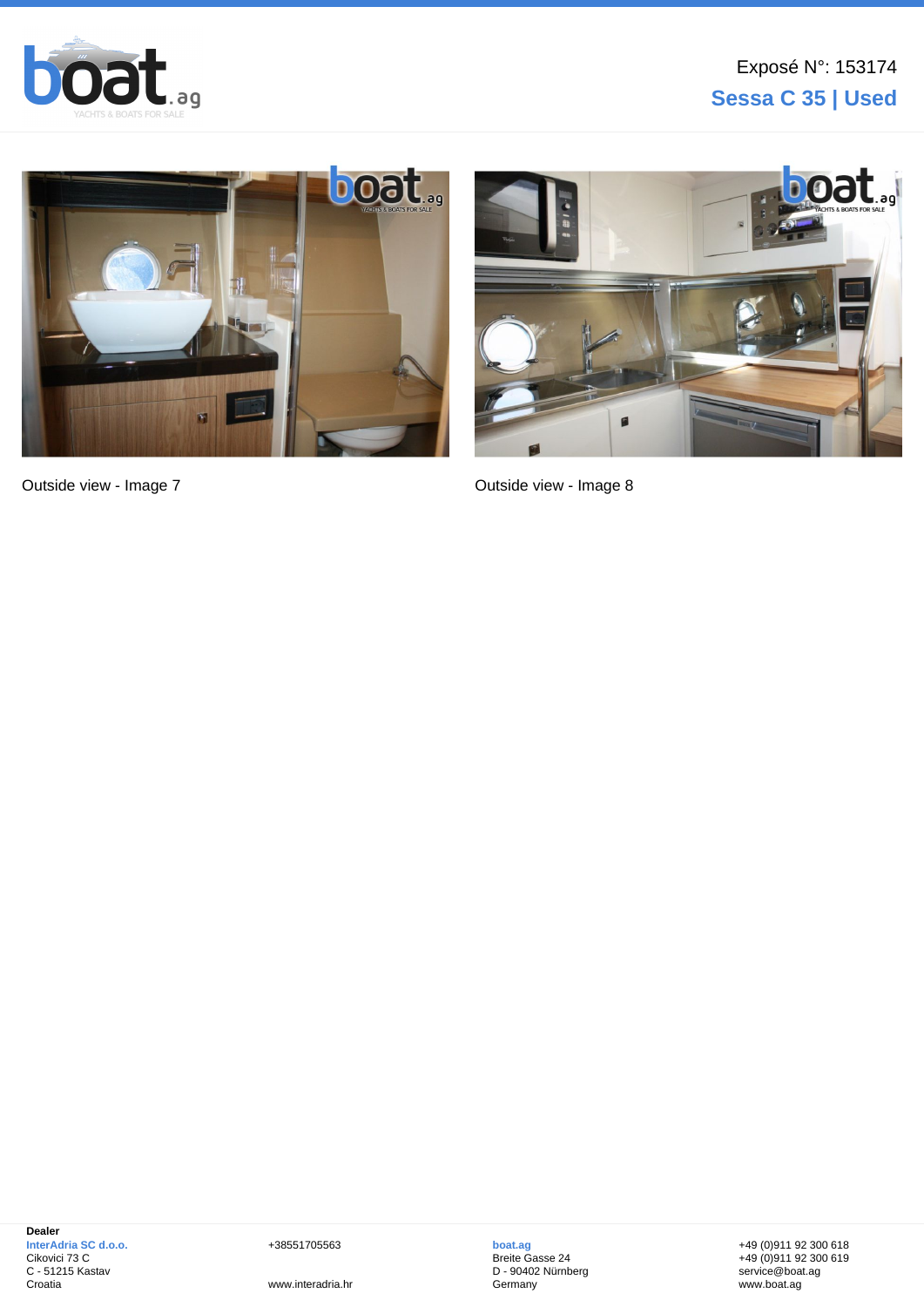Exposé N°: 153174

**Sessa C 35 | Used**

Outside view - Image 7

Outside view - Image 8

**Dealer**
**InterAdria SC d.o.o.**
Cikovici 73 C
C - 51215 Kastav
Croatia

+38551705563

www.interadria.hr

**boat.ag**
Breite Gasse 24
D - 90402 Nürnberg
Germany

+49 (0)911 92 300 618
+49 (0)911 92 300 619
service@boat.ag
www.boat.ag